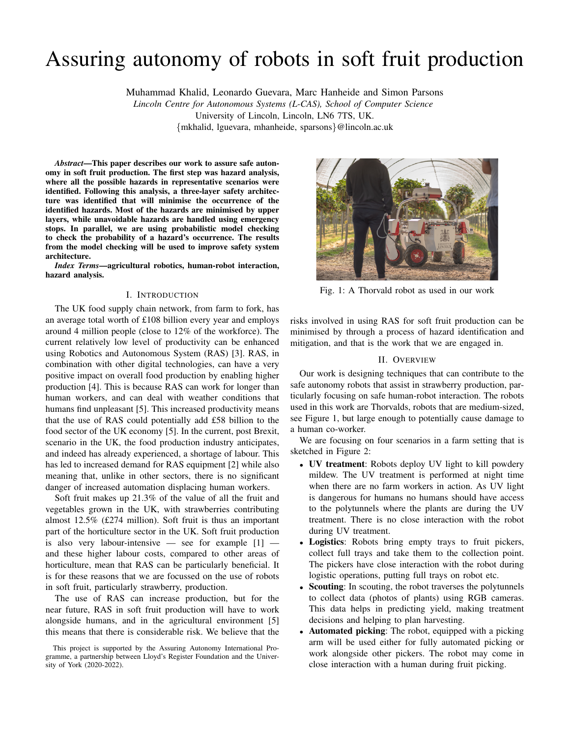# Assuring autonomy of robots in soft fruit production

Muhammad Khalid, Leonardo Guevara, Marc Hanheide and Simon Parsons
*Lincoln Centre for Autonomous Systems (L-CAS), School of Computer Science*
University of Lincoln, Lincoln, LN6 7TS, UK.
{mkhalid, lguevara, mhanheide, sparsons}@lincoln.ac.uk

***Abstract*—This paper describes our work to assure safe autonomy in soft fruit production. The first step was hazard analysis, where all the possible hazards in representative scenarios were identified. Following this analysis, a three-layer safety architecture was identified that will minimise the occurrence of the identified hazards. Most of the hazards are minimised by upper layers, while unavoidable hazards are handled using emergency stops. In parallel, we are using probabilistic model checking to check the probability of a hazard's occurrence. The results from the model checking will be used to improve safety system architecture.**

***Index Terms*—agricultural robotics, human-robot interaction, hazard analysis.**

## I. Introduction

The UK food supply chain network, from farm to fork, has an average total worth of £108 billion every year and employs around 4 million people (close to 12% of the workforce). The current relatively low level of productivity can be enhanced using Robotics and Autonomous System (RAS) [3]. RAS, in combination with other digital technologies, can have a very positive impact on overall food production by enabling higher production [4]. This is because RAS can work for longer than human workers, and can deal with weather conditions that humans find unpleasant [5]. This increased productivity means that the use of RAS could potentially add £58 billion to the food sector of the UK economy [5]. In the current, post Brexit, scenario in the UK, the food production industry anticipates, and indeed has already experienced, a shortage of labour. This has led to increased demand for RAS equipment [2] while also meaning that, unlike in other sectors, there is no significant danger of increased automation displacing human workers.

Soft fruit makes up 21.3% of the value of all the fruit and vegetables grown in the UK, with strawberries contributing almost 12.5% (£274 million). Soft fruit is thus an important part of the horticulture sector in the UK. Soft fruit production is also very labour-intensive — see for example [1] — and these higher labour costs, compared to other areas of horticulture, mean that RAS can be particularly beneficial. It is for these reasons that we are focussed on the use of robots in soft fruit, particularly strawberry, production.

The use of RAS can increase production, but for the near future, RAS in soft fruit production will have to work alongside humans, and in the agricultural environment [5] this means that there is considerable risk. We believe that the risks involved in using RAS for soft fruit production can be minimised by through a process of hazard identification and mitigation, and that is the work that we are engaged in.

Fig. 1: A Thorvald robot as used in our work

## II. Overview

Our work is designing techniques that can contribute to the safe autonomy robots that assist in strawberry production, particularly focusing on safe human-robot interaction. The robots used in this work are Thorvalds, robots that are medium-sized, see Figure 1, but large enough to potentially cause damage to a human co-worker.

We are focusing on four scenarios in a farm setting that is sketched in Figure 2:

- **UV treatment**: Robots deploy UV light to kill powdery mildew. The UV treatment is performed at night time when there are no farm workers in action. As UV light is dangerous for humans no humans should have access to the polytunnels where the plants are during the UV treatment. There is no close interaction with the robot during UV treatment.
- **Logistics**: Robots bring empty trays to fruit pickers, collect full trays and take them to the collection point. The pickers have close interaction with the robot during logistic operations, putting full trays on robot etc.
- **Scouting**: In scouting, the robot traverses the polytunnels to collect data (photos of plants) using RGB cameras. This data helps in predicting yield, making treatment decisions and helping to plan harvesting.
- **Automated picking**: The robot, equipped with a picking arm will be used either for fully automated picking or work alongside other pickers. The robot may come in close interaction with a human during fruit picking.

This project is supported by the Assuring Autonomy International Programme, a partnership between Lloyd's Register Foundation and the University of York (2020-2022).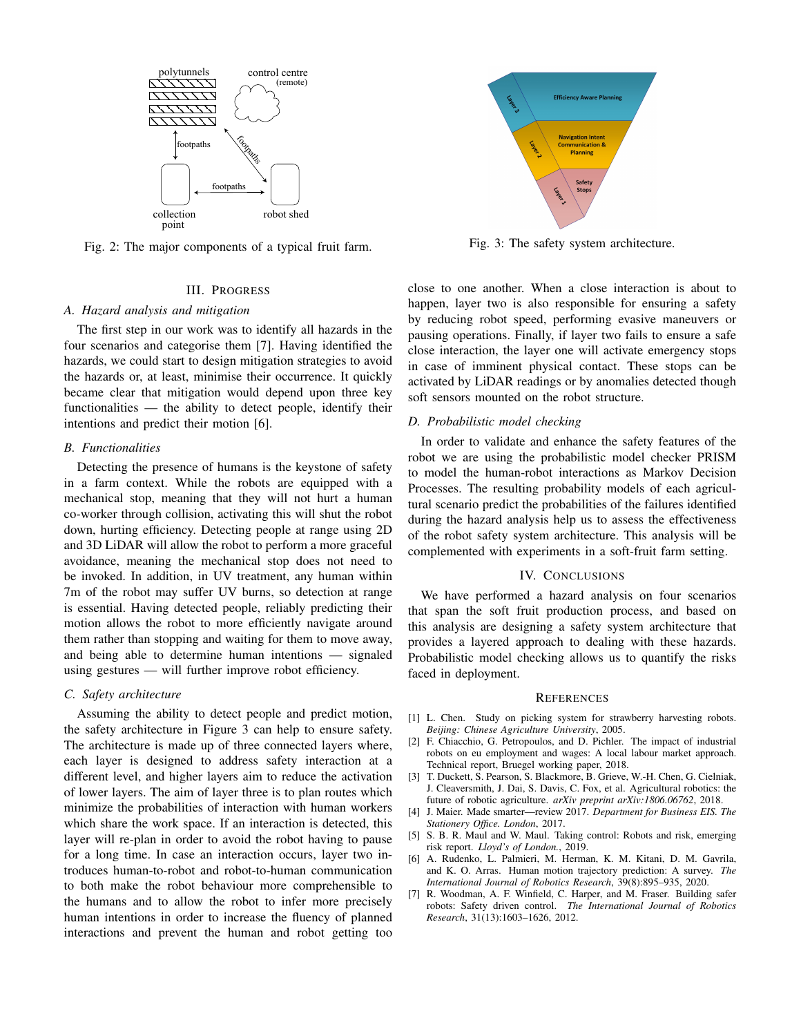polytunnels

control centre
(remote)

footpaths

footpaths

footpaths

collection point

robot shed

Fig. 2: The major components of a typical fruit farm.

Efficiency Aware Planning

Layer 3

Navigation Intent Communication & Planning

Layer 2

Safety Stops

Layer 1

Fig. 3: The safety system architecture.

## III. Progress

### A. Hazard analysis and mitigation

The first step in our work was to identify all hazards in the four scenarios and categorise them [7]. Having identified the hazards, we could start to design mitigation strategies to avoid the hazards or, at least, minimise their occurrence. It quickly became clear that mitigation would depend upon three key functionalities — the ability to detect people, identify their intentions and predict their motion [6].

### B. Functionalities

Detecting the presence of humans is the keystone of safety in a farm context. While the robots are equipped with a mechanical stop, meaning that they will not hurt a human co-worker through collision, activating this will shut the robot down, hurting efficiency. Detecting people at range using 2D and 3D LiDAR will allow the robot to perform a more graceful avoidance, meaning the mechanical stop does not need to be invoked. In addition, in UV treatment, any human within 7m of the robot may suffer UV burns, so detection at range is essential. Having detected people, reliably predicting their motion allows the robot to more efficiently navigate around them rather than stopping and waiting for them to move away, and being able to determine human intentions — signaled using gestures — will further improve robot efficiency.

### C. Safety architecture

Assuming the ability to detect people and predict motion, the safety architecture in Figure 3 can help to ensure safety. The architecture is made up of three connected layers where, each layer is designed to address safety interaction at a different level, and higher layers aim to reduce the activation of lower layers. The aim of layer three is to plan routes which minimize the probabilities of interaction with human workers which share the work space. If an interaction is detected, this layer will re-plan in order to avoid the robot having to pause for a long time. In case an interaction occurs, layer two introduces human-to-robot and robot-to-human communication to both make the robot behaviour more comprehensible to the humans and to allow the robot to infer more precisely human intentions in order to increase the fluency of planned interactions and prevent the human and robot getting too close to one another. When a close interaction is about to happen, layer two is also responsible for ensuring a safety by reducing robot speed, performing evasive maneuvers or pausing operations. Finally, if layer two fails to ensure a safe close interaction, the layer one will activate emergency stops in case of imminent physical contact. These stops can be activated by LiDAR readings or by anomalies detected though soft sensors mounted on the robot structure.

### D. Probabilistic model checking

In order to validate and enhance the safety features of the robot we are using the probabilistic model checker PRISM to model the human-robot interactions as Markov Decision Processes. The resulting probability models of each agricultural scenario predict the probabilities of the failures identified during the hazard analysis help us to assess the effectiveness of the robot safety system architecture. This analysis will be complemented with experiments in a soft-fruit farm setting.

## IV. Conclusions

We have performed a hazard analysis on four scenarios that span the soft fruit production process, and based on this analysis are designing a safety system architecture that provides a layered approach to dealing with these hazards. Probabilistic model checking allows us to quantify the risks faced in deployment.

## References

[1] L. Chen. Study on picking system for strawberry harvesting robots. *Beijing: Chinese Agriculture University*, 2005.

[2] F. Chiacchio, G. Petropoulos, and D. Pichler. The impact of industrial robots on eu employment and wages: A local labour market approach. Technical report, Bruegel working paper, 2018.

[3] T. Duckett, S. Pearson, S. Blackmore, B. Grieve, W.-H. Chen, G. Cielniak, J. Cleaversmith, J. Dai, S. Davis, C. Fox, et al. Agricultural robotics: the future of robotic agriculture. *arXiv preprint arXiv:1806.06762*, 2018.

[4] J. Maier. Made smarter—review 2017. *Department for Business EIS. The Stationery Office. London*, 2017.

[5] S. B. R. Maul and W. Maul. Taking control: Robots and risk, emerging risk report. *Lloyd's of London.*, 2019.

[6] A. Rudenko, L. Palmieri, M. Herman, K. M. Kitani, D. M. Gavrila, and K. O. Arras. Human motion trajectory prediction: A survey. *The International Journal of Robotics Research*, 39(8):895–935, 2020.

[7] R. Woodman, A. F. Winfield, C. Harper, and M. Fraser. Building safer robots: Safety driven control. *The International Journal of Robotics Research*, 31(13):1603–1626, 2012.